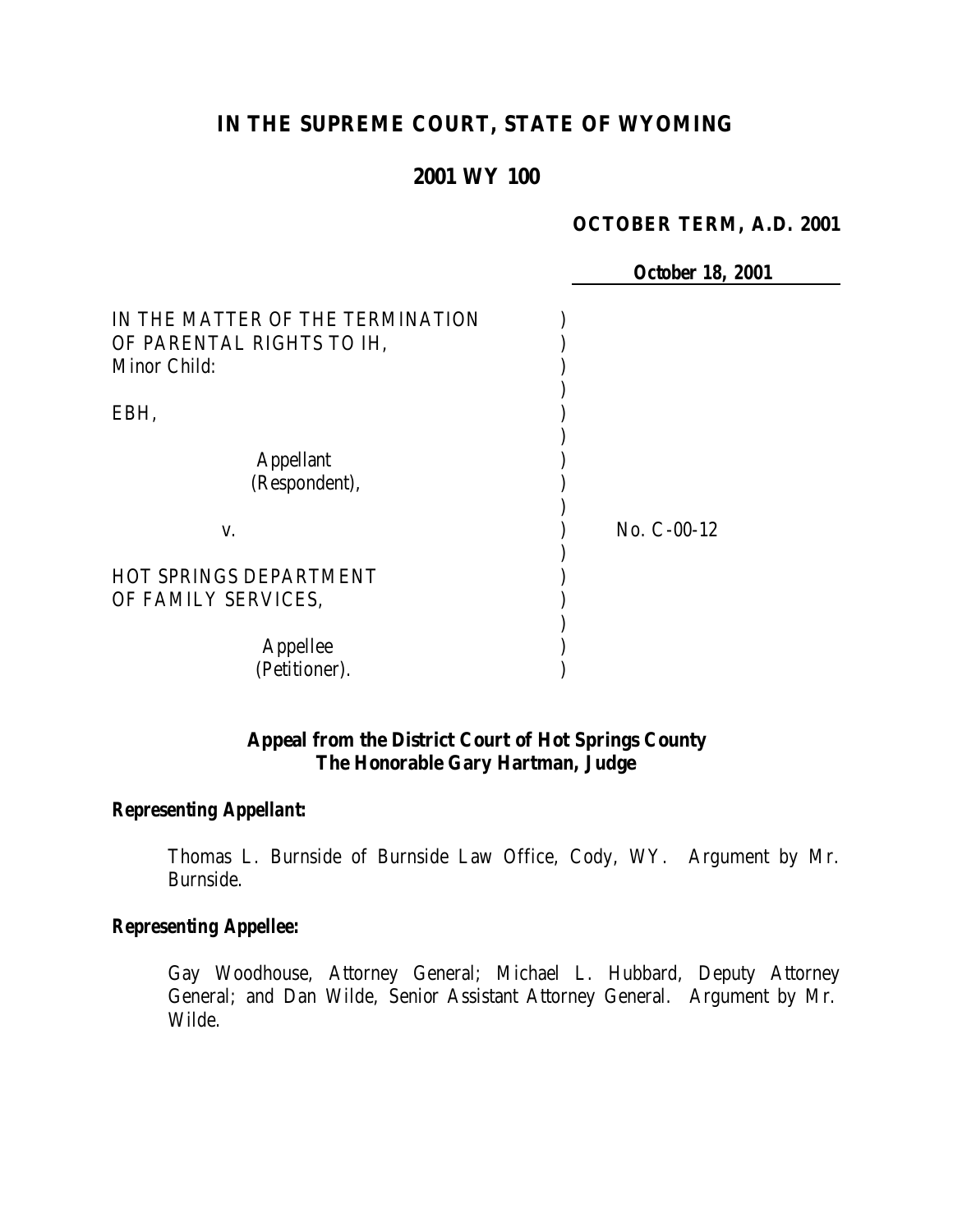# IN THE SUPREME COURT, STATE OF WYOMING

## 2001 WY 100

**OCTOBER TERM, A.D. 2001**

***October 18, 2001***

IN THE MATTER OF THE TERMINATION OF PARENTAL RIGHTS TO IH, Minor Child:

EBH,

Appellant (Respondent),

v.

HOT SPRINGS DEPARTMENT OF FAMILY SERVICES,

Appellee (Petitioner).

No. C-00-12

**Appeal from the District Court of Hot Springs County**
**The Honorable Gary Hartman, Judge**

***Representing Appellant:***

Thomas L. Burnside of Burnside Law Office, Cody, WY. Argument by Mr. Burnside.

***Representing Appellee:***

Gay Woodhouse, Attorney General; Michael L. Hubbard, Deputy Attorney General; and Dan Wilde, Senior Assistant Attorney General. Argument by Mr. Wilde.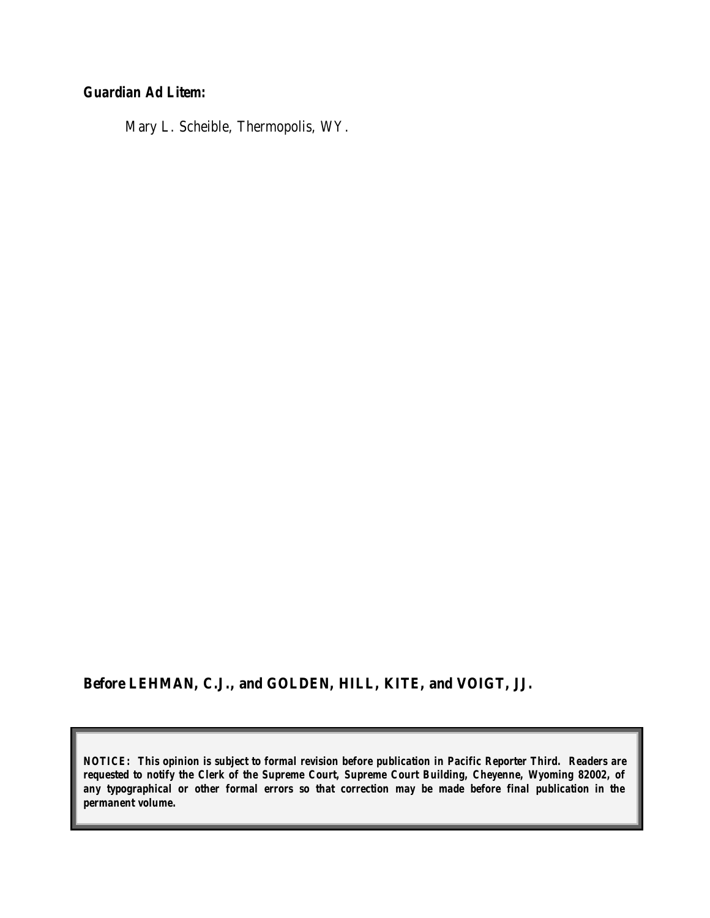**Guardian Ad Litem:**

Mary L. Scheible, Thermopolis, WY.

**Before LEHMAN, C.J., and GOLDEN, HILL, KITE, and VOIGT, JJ.**

***NOTICE: This opinion is subject to formal revision before publication in Pacific Reporter Third. Readers are requested to notify the Clerk of the Supreme Court, Supreme Court Building, Cheyenne, Wyoming 82002, of any typographical or other formal errors so that correction may be made before final publication in the permanent volume.***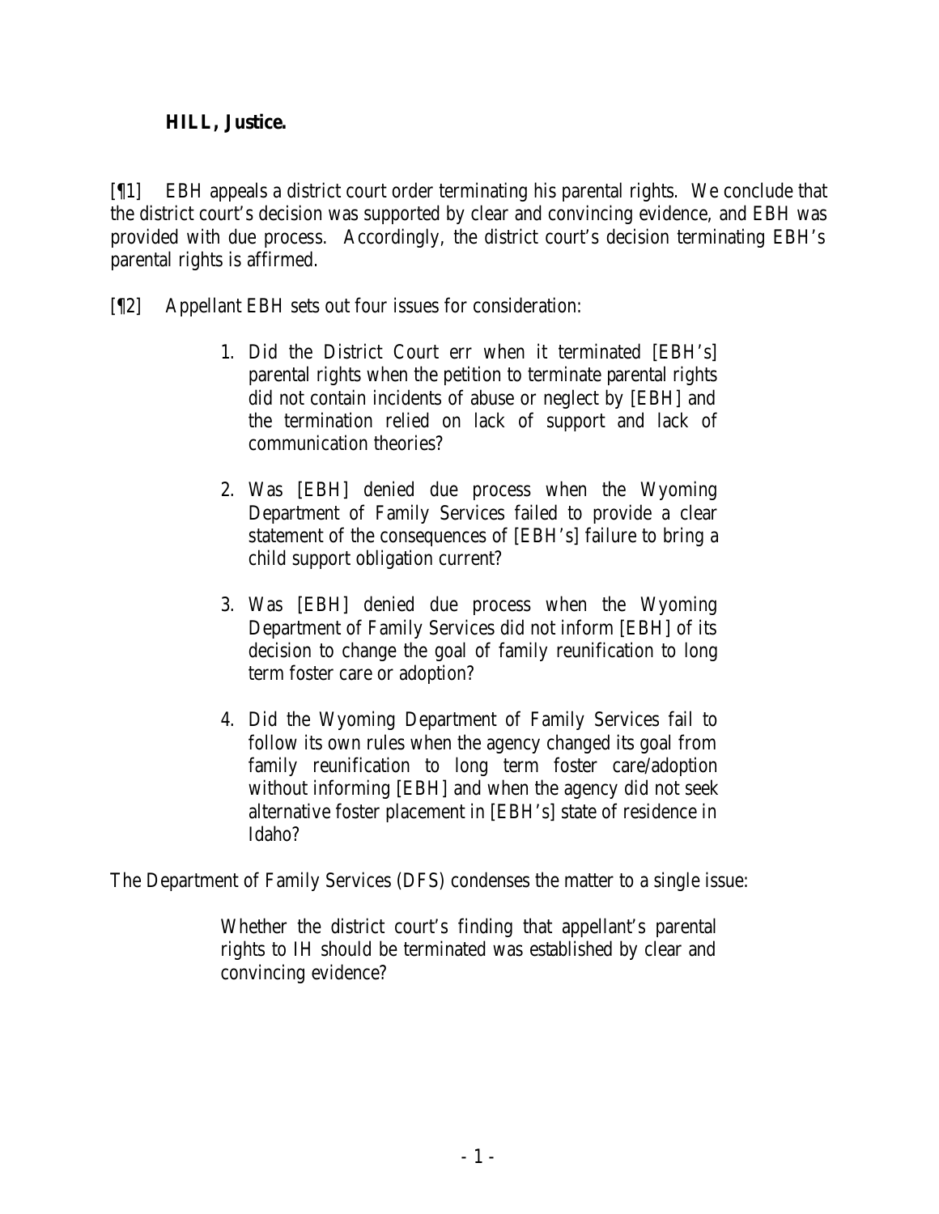**HILL, Justice.**

[¶1] EBH appeals a district court order terminating his parental rights. We conclude that the district court's decision was supported by clear and convincing evidence, and EBH was provided with due process. Accordingly, the district court's decision terminating EBH's parental rights is affirmed.

[¶2] Appellant EBH sets out four issues for consideration:

> 1. Did the District Court err when it terminated [EBH's] parental rights when the petition to terminate parental rights did not contain incidents of abuse or neglect by [EBH] and the termination relied on lack of support and lack of communication theories?
>
> 2. Was [EBH] denied due process when the Wyoming Department of Family Services failed to provide a clear statement of the consequences of [EBH's] failure to bring a child support obligation current?
>
> 3. Was [EBH] denied due process when the Wyoming Department of Family Services did not inform [EBH] of its decision to change the goal of family reunification to long term foster care or adoption?
>
> 4. Did the Wyoming Department of Family Services fail to follow its own rules when the agency changed its goal from family reunification to long term foster care/adoption without informing [EBH] and when the agency did not seek alternative foster placement in [EBH's] state of residence in Idaho?

The Department of Family Services (DFS) condenses the matter to a single issue:

> Whether the district court's finding that appellant's parental rights to IH should be terminated was established by clear and convincing evidence?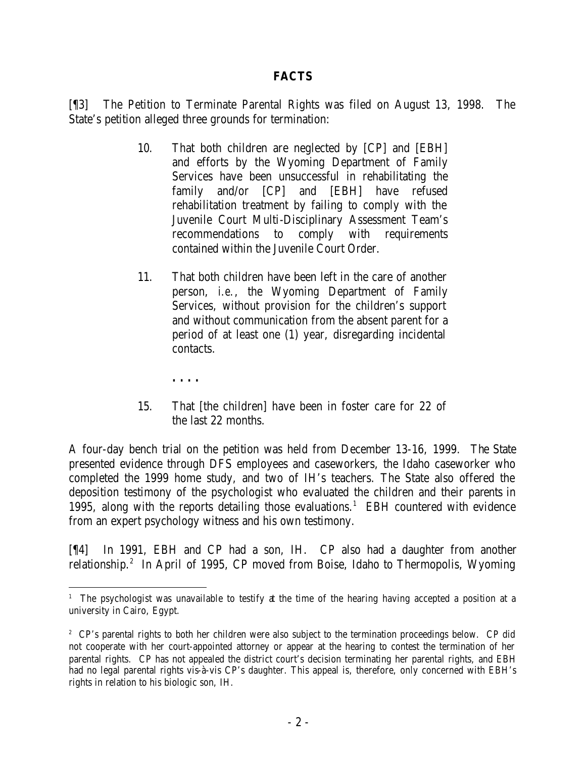## FACTS

[¶3] The Petition to Terminate Parental Rights was filed on August 13, 1998. The State's petition alleged three grounds for termination:

> 10. That both children are neglected by [CP] and [EBH] and efforts by the Wyoming Department of Family Services have been unsuccessful in rehabilitating the family and/or [CP] and [EBH] have refused rehabilitation treatment by failing to comply with the Juvenile Court Multi-Disciplinary Assessment Team's recommendations to comply with requirements contained within the Juvenile Court Order.
>
> 11. That both children have been left in the care of another person, *i.e.*, the Wyoming Department of Family Services, without provision for the children's support and without communication from the absent parent for a period of at least one (1) year, disregarding incidental contacts.
>
> . . . .
>
> 15. That [the children] have been in foster care for 22 of the last 22 months.

A four-day bench trial on the petition was held from December 13-16, 1999. The State presented evidence through DFS employees and caseworkers, the Idaho caseworker who completed the 1999 home study, and two of IH's teachers. The State also offered the deposition testimony of the psychologist who evaluated the children and their parents in 1995, along with the reports detailing those evaluations.[1] EBH countered with evidence from an expert psychology witness and his own testimony.

[¶4] In 1991, EBH and CP had a son, IH. CP also had a daughter from another relationship.[2] In April of 1995, CP moved from Boise, Idaho to Thermopolis, Wyoming

---

[1] The psychologist was unavailable to testify at the time of the hearing having accepted a position at a university in Cairo, Egypt.

[2] CP's parental rights to both her children were also subject to the termination proceedings below. CP did not cooperate with her court-appointed attorney or appear at the hearing to contest the termination of her parental rights. CP has not appealed the district court's decision terminating her parental rights, and EBH had no legal parental rights vis-à-vis CP's daughter. This appeal is, therefore, only concerned with EBH's rights in relation to his biologic son, IH.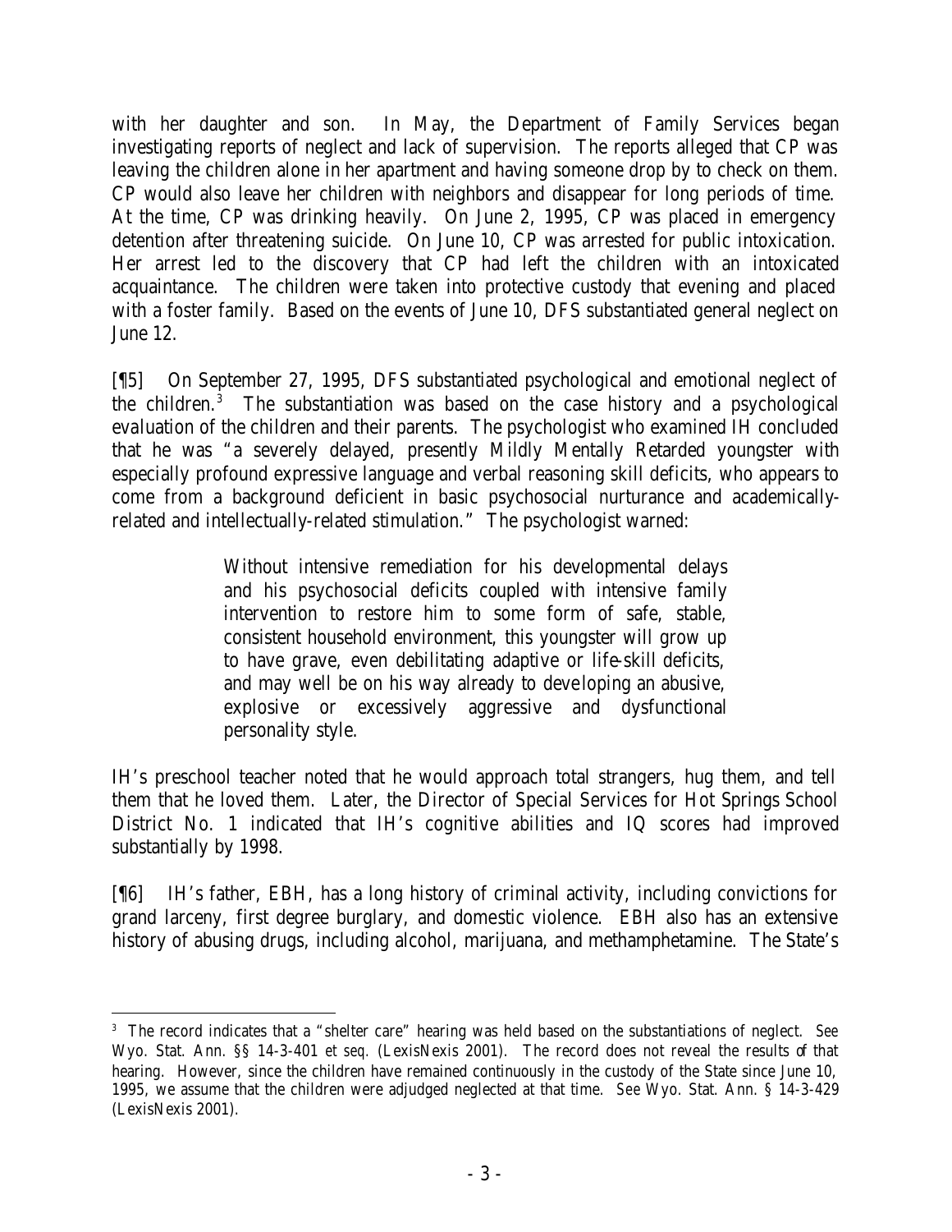with her daughter and son. In May, the Department of Family Services began investigating reports of neglect and lack of supervision. The reports alleged that CP was leaving the children alone in her apartment and having someone drop by to check on them. CP would also leave her children with neighbors and disappear for long periods of time. At the time, CP was drinking heavily. On June 2, 1995, CP was placed in emergency detention after threatening suicide. On June 10, CP was arrested for public intoxication. Her arrest led to the discovery that CP had left the children with an intoxicated acquaintance. The children were taken into protective custody that evening and placed with a foster family. Based on the events of June 10, DFS substantiated general neglect on June 12.

[¶5] On September 27, 1995, DFS substantiated psychological and emotional neglect of the children.[3] The substantiation was based on the case history and a psychological evaluation of the children and their parents. The psychologist who examined IH concluded that he was "a severely delayed, presently Mildly Mentally Retarded youngster with especially profound expressive language and verbal reasoning skill deficits, who appears to come from a background deficient in basic psychosocial nurturance and academically-related and intellectually-related stimulation." The psychologist warned:

> Without intensive remediation for his developmental delays and his psychosocial deficits coupled with intensive family intervention to restore him to some form of safe, stable, consistent household environment, this youngster will grow up to have grave, even debilitating adaptive or life-skill deficits, and may well be on his way already to developing an abusive, explosive or excessively aggressive and dysfunctional personality style.

IH's preschool teacher noted that he would approach total strangers, hug them, and tell them that he loved them. Later, the Director of Special Services for Hot Springs School District No. 1 indicated that IH's cognitive abilities and IQ scores had improved substantially by 1998.

[¶6] IH's father, EBH, has a long history of criminal activity, including convictions for grand larceny, first degree burglary, and domestic violence. EBH also has an extensive history of abusing drugs, including alcohol, marijuana, and methamphetamine. The State's

---

[3] The record indicates that a "shelter care" hearing was held based on the substantiations of neglect. *See* Wyo. Stat. Ann. §§ 14-3-401 *et seq.* (LexisNexis 2001). The record does not reveal the results of that hearing. However, since the children have remained continuously in the custody of the State since June 10, 1995, we assume that the children were adjudged neglected at that time. *See* Wyo. Stat. Ann. § 14-3-429 (LexisNexis 2001).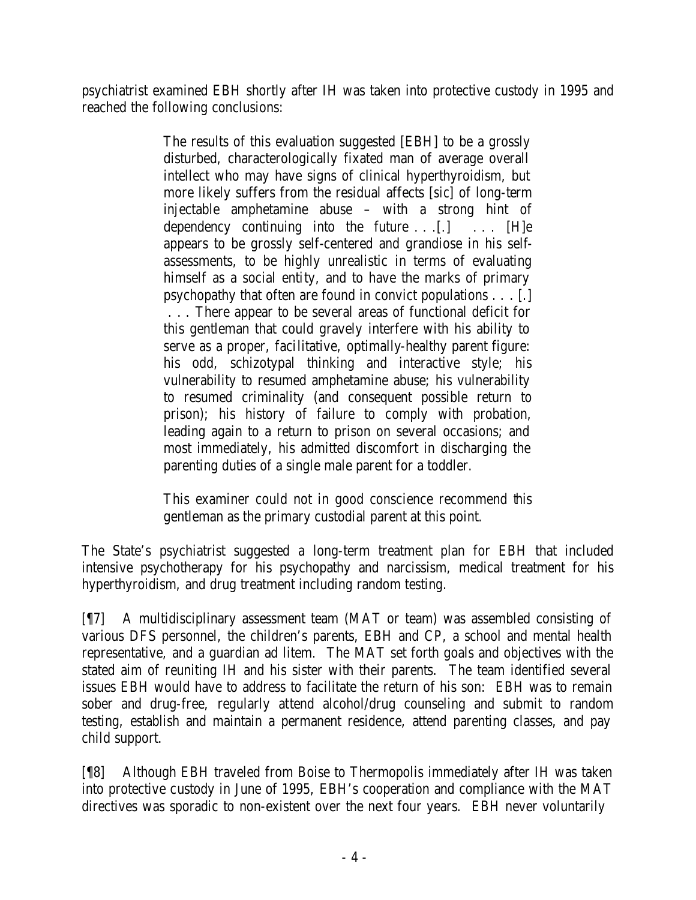psychiatrist examined EBH shortly after IH was taken into protective custody in 1995 and reached the following conclusions:

> The results of this evaluation suggested [EBH] to be a grossly disturbed, characterologically fixated man of average overall intellect who may have signs of clinical hyperthyroidism, but more likely suffers from the residual affects [sic] of long-term injectable amphetamine abuse – with a strong hint of dependency continuing into the future . . .[.] . . . [H]e appears to be grossly self-centered and grandiose in his self-assessments, to be highly unrealistic in terms of evaluating himself as a social entity, and to have the marks of primary psychopathy that often are found in convict populations . . . [.] . . . There appear to be several areas of functional deficit for this gentleman that could gravely interfere with his ability to serve as a proper, facilitative, optimally-healthy parent figure: his odd, schizotypal thinking and interactive style; his vulnerability to resumed amphetamine abuse; his vulnerability to resumed criminality (and consequent possible return to prison); his history of failure to comply with probation, leading again to a return to prison on several occasions; and most immediately, his admitted discomfort in discharging the parenting duties of a single male parent for a toddler.
>
> This examiner could not in good conscience recommend this gentleman as the primary custodial parent at this point.

The State's psychiatrist suggested a long-term treatment plan for EBH that included intensive psychotherapy for his psychopathy and narcissism, medical treatment for his hyperthyroidism, and drug treatment including random testing.

[¶7] A multidisciplinary assessment team (MAT or team) was assembled consisting of various DFS personnel, the children's parents, EBH and CP, a school and mental health representative, and a guardian ad litem. The MAT set forth goals and objectives with the stated aim of reuniting IH and his sister with their parents. The team identified several issues EBH would have to address to facilitate the return of his son: EBH was to remain sober and drug-free, regularly attend alcohol/drug counseling and submit to random testing, establish and maintain a permanent residence, attend parenting classes, and pay child support.

[¶8] Although EBH traveled from Boise to Thermopolis immediately after IH was taken into protective custody in June of 1995, EBH's cooperation and compliance with the MAT directives was sporadic to non-existent over the next four years. EBH never voluntarily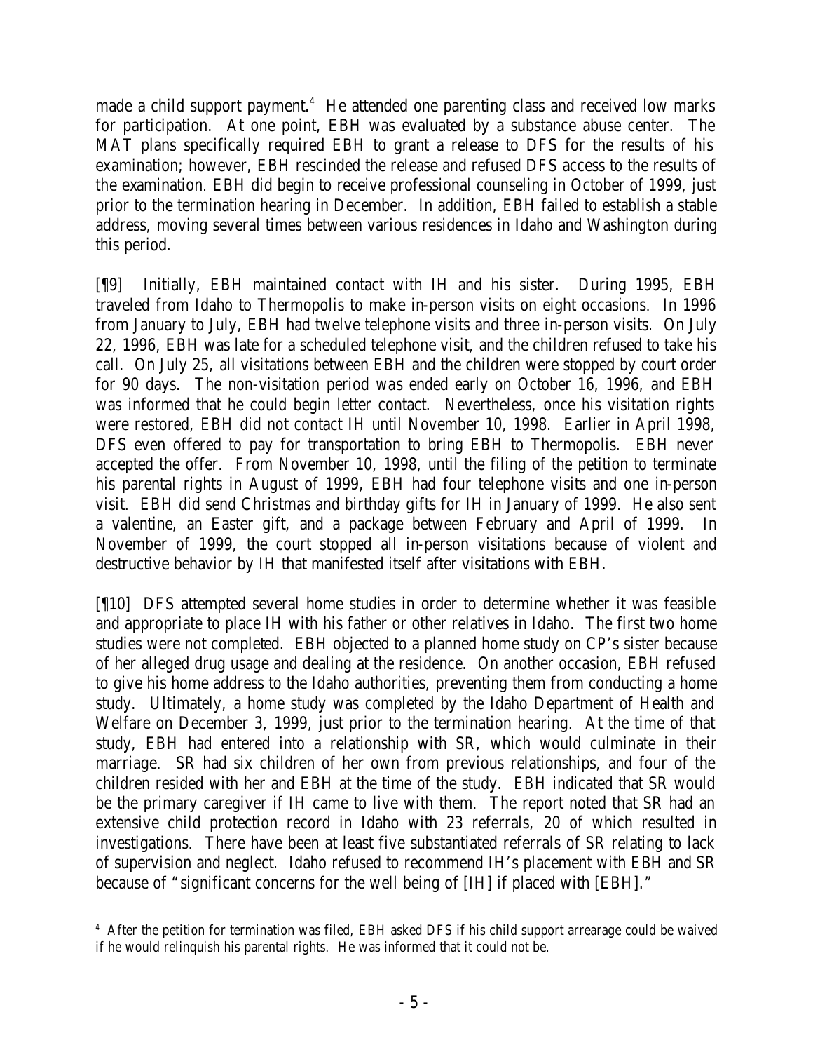made a child support payment.[4] He attended one parenting class and received low marks for participation. At one point, EBH was evaluated by a substance abuse center. The MAT plans specifically required EBH to grant a release to DFS for the results of his examination; however, EBH rescinded the release and refused DFS access to the results of the examination. EBH did begin to receive professional counseling in October of 1999, just prior to the termination hearing in December. In addition, EBH failed to establish a stable address, moving several times between various residences in Idaho and Washington during this period.

[¶9] Initially, EBH maintained contact with IH and his sister. During 1995, EBH traveled from Idaho to Thermopolis to make in-person visits on eight occasions. In 1996 from January to July, EBH had twelve telephone visits and three in-person visits. On July 22, 1996, EBH was late for a scheduled telephone visit, and the children refused to take his call. On July 25, all visitations between EBH and the children were stopped by court order for 90 days. The non-visitation period was ended early on October 16, 1996, and EBH was informed that he could begin letter contact. Nevertheless, once his visitation rights were restored, EBH did not contact IH until November 10, 1998. Earlier in April 1998, DFS even offered to pay for transportation to bring EBH to Thermopolis. EBH never accepted the offer. From November 10, 1998, until the filing of the petition to terminate his parental rights in August of 1999, EBH had four telephone visits and one in-person visit. EBH did send Christmas and birthday gifts for IH in January of 1999. He also sent a valentine, an Easter gift, and a package between February and April of 1999. In November of 1999, the court stopped all in-person visitations because of violent and destructive behavior by IH that manifested itself after visitations with EBH.

[¶10] DFS attempted several home studies in order to determine whether it was feasible and appropriate to place IH with his father or other relatives in Idaho. The first two home studies were not completed. EBH objected to a planned home study on CP's sister because of her alleged drug usage and dealing at the residence. On another occasion, EBH refused to give his home address to the Idaho authorities, preventing them from conducting a home study. Ultimately, a home study was completed by the Idaho Department of Health and Welfare on December 3, 1999, just prior to the termination hearing. At the time of that study, EBH had entered into a relationship with SR, which would culminate in their marriage. SR had six children of her own from previous relationships, and four of the children resided with her and EBH at the time of the study. EBH indicated that SR would be the primary caregiver if IH came to live with them. The report noted that SR had an extensive child protection record in Idaho with 23 referrals, 20 of which resulted in investigations. There have been at least five substantiated referrals of SR relating to lack of supervision and neglect. Idaho refused to recommend IH's placement with EBH and SR because of "significant concerns for the well being of [IH] if placed with [EBH]."

[4] After the petition for termination was filed, EBH asked DFS if his child support arrearage could be waived if he would relinquish his parental rights. He was informed that it could not be.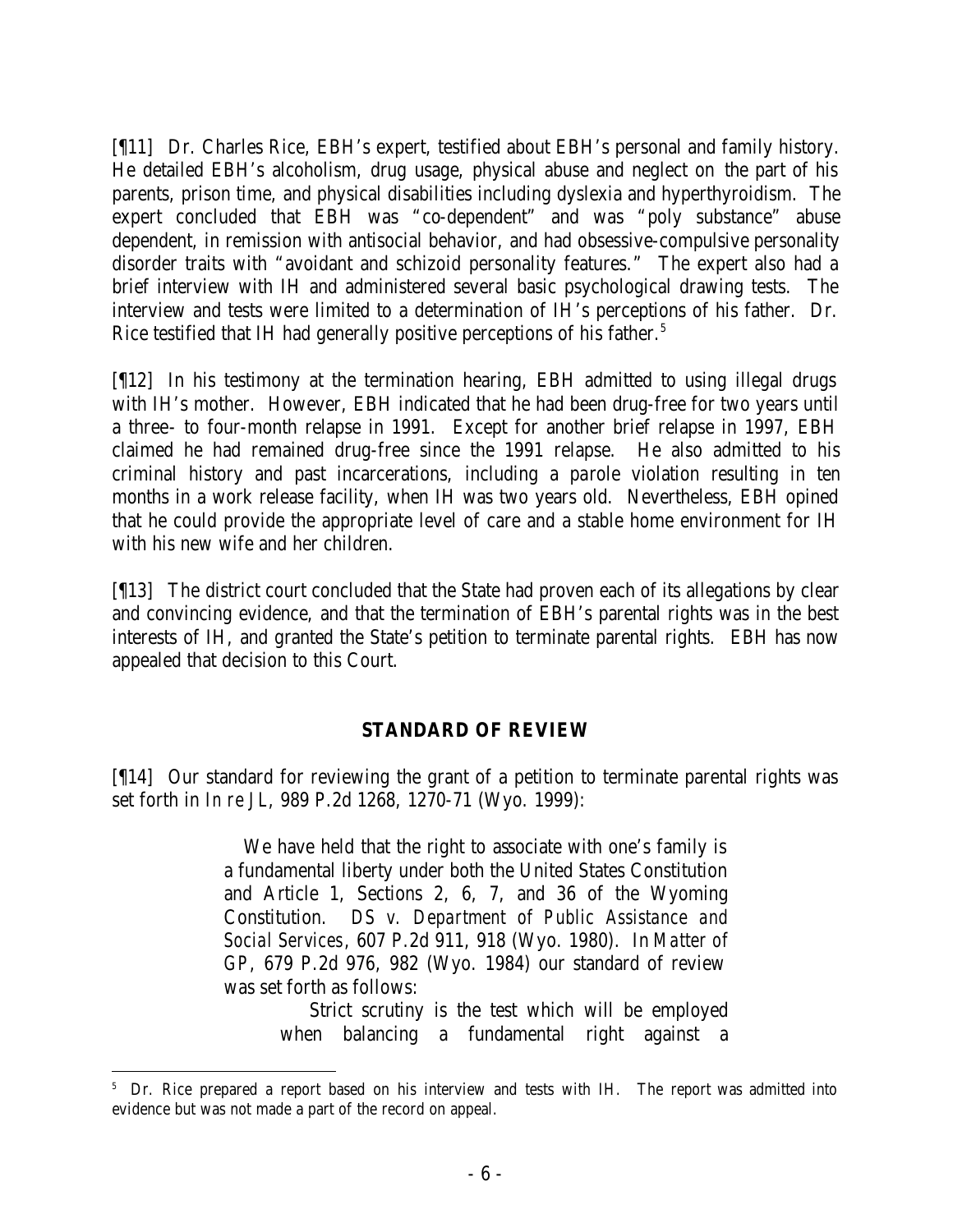[¶11] Dr. Charles Rice, EBH's expert, testified about EBH's personal and family history. He detailed EBH's alcoholism, drug usage, physical abuse and neglect on the part of his parents, prison time, and physical disabilities including dyslexia and hyperthyroidism. The expert concluded that EBH was "co-dependent" and was "poly substance" abuse dependent, in remission with antisocial behavior, and had obsessive-compulsive personality disorder traits with "avoidant and schizoid personality features." The expert also had a brief interview with IH and administered several basic psychological drawing tests. The interview and tests were limited to a determination of IH's perceptions of his father. Dr. Rice testified that IH had generally positive perceptions of his father.[5]

[¶12] In his testimony at the termination hearing, EBH admitted to using illegal drugs with IH's mother. However, EBH indicated that he had been drug-free for two years until a three- to four-month relapse in 1991. Except for another brief relapse in 1997, EBH claimed he had remained drug-free since the 1991 relapse. He also admitted to his criminal history and past incarcerations, including a parole violation resulting in ten months in a work release facility, when IH was two years old. Nevertheless, EBH opined that he could provide the appropriate level of care and a stable home environment for IH with his new wife and her children.

[¶13] The district court concluded that the State had proven each of its allegations by clear and convincing evidence, and that the termination of EBH's parental rights was in the best interests of IH, and granted the State's petition to terminate parental rights. EBH has now appealed that decision to this Court.

## STANDARD OF REVIEW

[¶14] Our standard for reviewing the grant of a petition to terminate parental rights was set forth in *In re JL*, 989 P.2d 1268, 1270-71 (Wyo. 1999):

> We have held that the right to associate with one's family is a fundamental liberty under both the United States Constitution and Article 1, Sections 2, 6, 7, and 36 of the Wyoming Constitution. *DS v. Department of Public Assistance and Social Services*, 607 P.2d 911, 918 (Wyo. 1980). In *Matter of GP*, 679 P.2d 976, 982 (Wyo. 1984) our standard of review was set forth as follows:
>
> > Strict scrutiny is the test which will be employed when balancing a fundamental right against a

[5] Dr. Rice prepared a report based on his interview and tests with IH. The report was admitted into evidence but was not made a part of the record on appeal.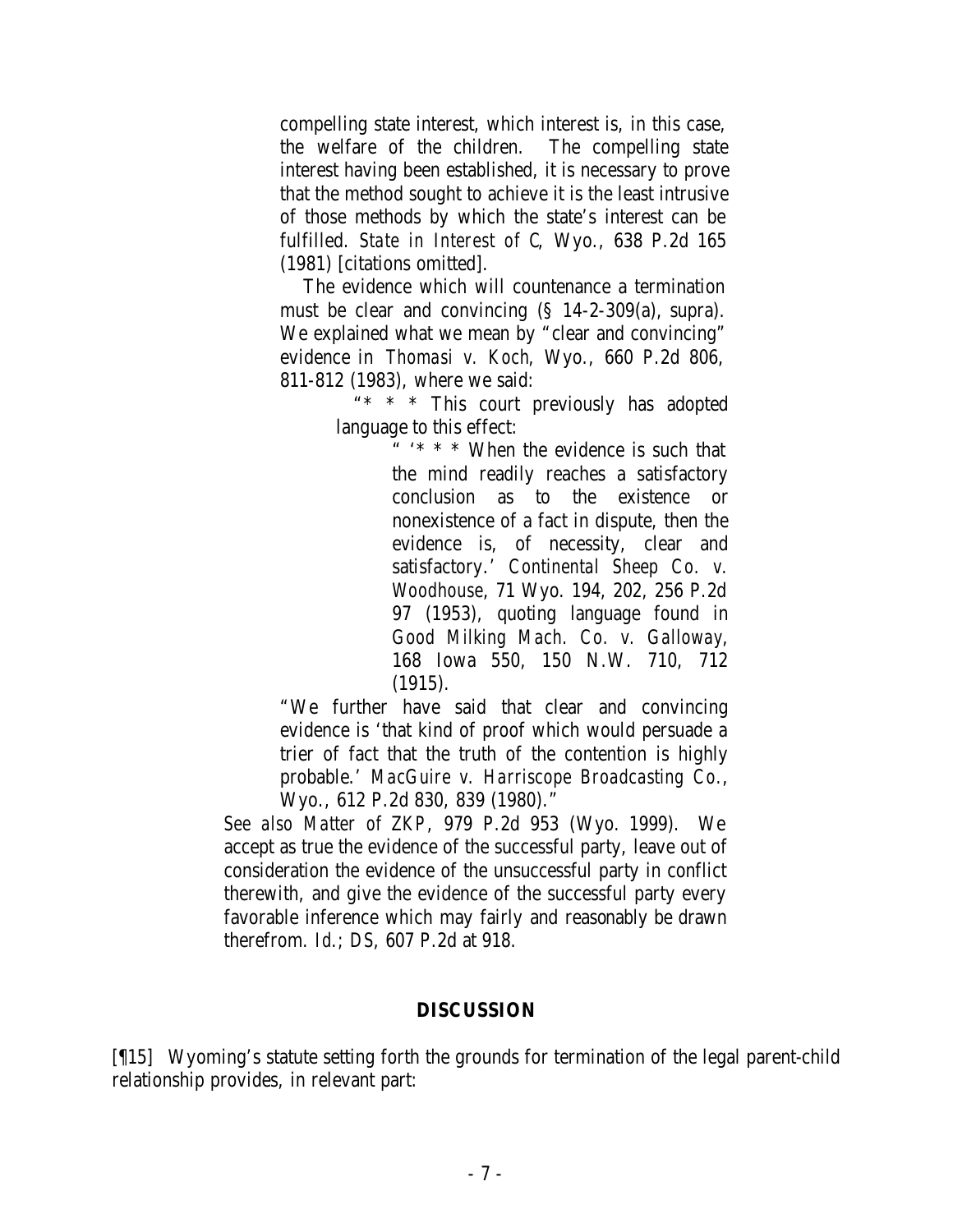> compelling state interest, which interest is, in this case, the welfare of the children. The compelling state interest having been established, it is necessary to prove that the method sought to achieve it is the least intrusive of those methods by which the state's interest can be fulfilled. *State in Interest of C*, Wyo., 638 P.2d 165 (1981) [citations omitted].
>
> The evidence which will countenance a termination must be clear and convincing (§ 14-2-309(a), supra). We explained what we mean by "clear and convincing" evidence in *Thomasi v. Koch*, Wyo., 660 P.2d 806, 811-812 (1983), where we said:
>
> > "* * * This court previously has adopted language to this effect:
> >
> > > " '* * * When the evidence is such that the mind readily reaches a satisfactory conclusion as to the existence or nonexistence of a fact in dispute, then the evidence is, of necessity, clear and satisfactory.' *Continental Sheep Co. v. Woodhouse*, 71 Wyo. 194, 202, 256 P.2d 97 (1953), quoting language found in *Good Milking Mach. Co. v. Galloway*, 168 Iowa 550, 150 N.W. 710, 712 (1915).
> >
> > "We further have said that clear and convincing evidence is 'that kind of proof which would persuade a trier of fact that the truth of the contention is highly probable.' *MacGuire v. Harriscope Broadcasting Co.*, Wyo., 612 P.2d 830, 839 (1980)."
>
> *See also Matter of ZKP*, 979 P.2d 953 (Wyo. 1999). We accept as true the evidence of the successful party, leave out of consideration the evidence of the unsuccessful party in conflict therewith, and give the evidence of the successful party every favorable inference which may fairly and reasonably be drawn therefrom. *Id.*; *DS*, 607 P.2d at 918.

## DISCUSSION

[¶15] Wyoming's statute setting forth the grounds for termination of the legal parent-child relationship provides, in relevant part: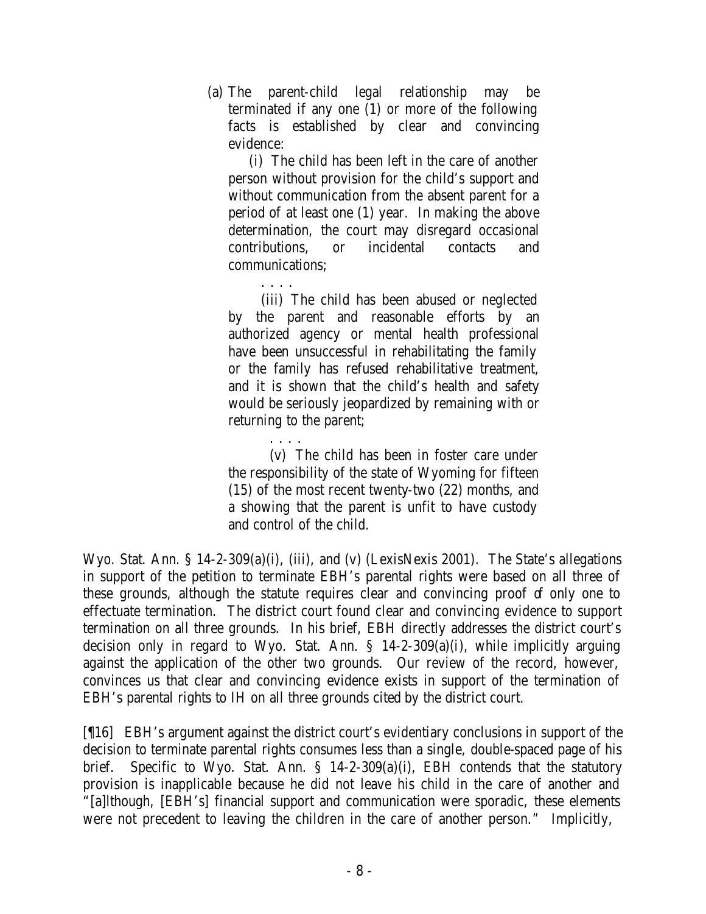> (a) The parent-child legal relationship may be terminated if any one (1) or more of the following facts is established by clear and convincing evidence:
>
> (i) The child has been left in the care of another person without provision for the child's support and without communication from the absent parent for a period of at least one (1) year. In making the above determination, the court may disregard occasional contributions, or incidental contacts and communications;
>
> . . . .
>
> (iii) The child has been abused or neglected by the parent and reasonable efforts by an authorized agency or mental health professional have been unsuccessful in rehabilitating the family or the family has refused rehabilitative treatment, and it is shown that the child's health and safety would be seriously jeopardized by remaining with or returning to the parent;
>
> . . . .
>
> (v) The child has been in foster care under the responsibility of the state of Wyoming for fifteen (15) of the most recent twenty-two (22) months, and a showing that the parent is unfit to have custody and control of the child.

Wyo. Stat. Ann. § 14-2-309(a)(i), (iii), and (v) (LexisNexis 2001). The State's allegations in support of the petition to terminate EBH's parental rights were based on all three of these grounds, although the statute requires clear and convincing proof of only one to effectuate termination. The district court found clear and convincing evidence to support termination on all three grounds. In his brief, EBH directly addresses the district court's decision only in regard to Wyo. Stat. Ann. § 14-2-309(a)(i), while implicitly arguing against the application of the other two grounds. Our review of the record, however, convinces us that clear and convincing evidence exists in support of the termination of EBH's parental rights to IH on all three grounds cited by the district court.

[¶16] EBH's argument against the district court's evidentiary conclusions in support of the decision to terminate parental rights consumes less than a single, double-spaced page of his brief. Specific to Wyo. Stat. Ann. § 14-2-309(a)(i), EBH contends that the statutory provision is inapplicable because he did not leave his child in the care of another and "[a]lthough, [EBH's] financial support and communication were sporadic, these elements were not precedent to leaving the children in the care of another person." Implicitly,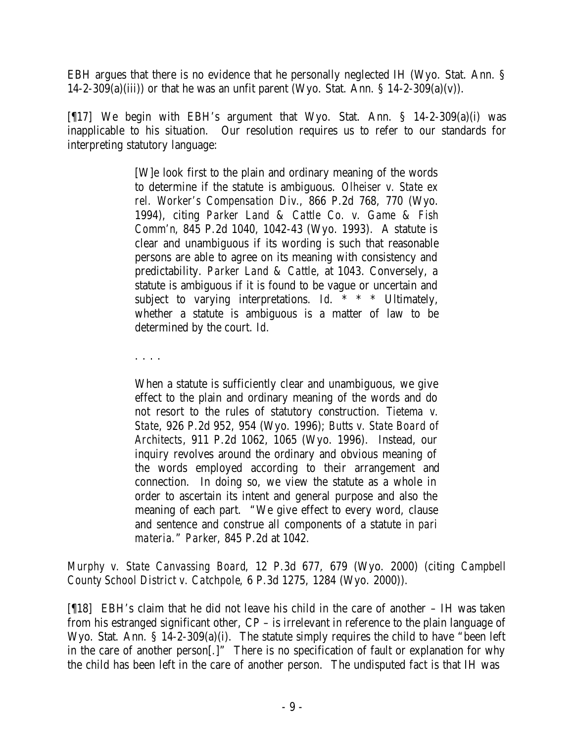EBH argues that there is no evidence that he personally neglected IH (Wyo. Stat. Ann. § 14-2-309(a)(iii)) or that he was an unfit parent (Wyo. Stat. Ann. § 14-2-309(a)(v)).

[¶17] We begin with EBH's argument that Wyo. Stat. Ann. § 14-2-309(a)(i) was inapplicable to his situation. Our resolution requires us to refer to our standards for interpreting statutory language:

> [W]e look first to the plain and ordinary meaning of the words to determine if the statute is ambiguous. *Olheiser v. State ex rel. Worker's Compensation Div.*, 866 P.2d 768, 770 (Wyo. 1994), citing *Parker Land & Cattle Co. v. Game & Fish Comm'n*, 845 P.2d 1040, 1042-43 (Wyo. 1993). A statute is clear and unambiguous if its wording is such that reasonable persons are able to agree on its meaning with consistency and predictability. *Parker Land & Cattle*, at 1043. Conversely, a statute is ambiguous if it is found to be vague or uncertain and subject to varying interpretations. *Id.* * * * Ultimately, whether a statute is ambiguous is a matter of law to be determined by the court. *Id.*
>
> . . . .
>
> When a statute is sufficiently clear and unambiguous, we give effect to the plain and ordinary meaning of the words and do not resort to the rules of statutory construction. *Tietema v. State*, 926 P.2d 952, 954 (Wyo. 1996); *Butts v. State Board of Architects*, 911 P.2d 1062, 1065 (Wyo. 1996). Instead, our inquiry revolves around the ordinary and obvious meaning of the words employed according to their arrangement and connection. In doing so, we view the statute as a whole in order to ascertain its intent and general purpose and also the meaning of each part. "We give effect to every word, clause and sentence and construe all components of a statute *in pari materia*." *Parker*, 845 P.2d at 1042.

*Murphy v. State Canvassing Board*, 12 P.3d 677, 679 (Wyo. 2000) (citing *Campbell County School District v. Catchpole*, 6 P.3d 1275, 1284 (Wyo. 2000)).

[¶18] EBH's claim that he did not leave his child in the care of another – IH was taken from his estranged significant other, CP – is irrelevant in reference to the plain language of Wyo. Stat. Ann. § 14-2-309(a)(i). The statute simply requires the child to have "been left in the care of another person[.]" There is no specification of fault or explanation for why the child has been left in the care of another person. The undisputed fact is that IH was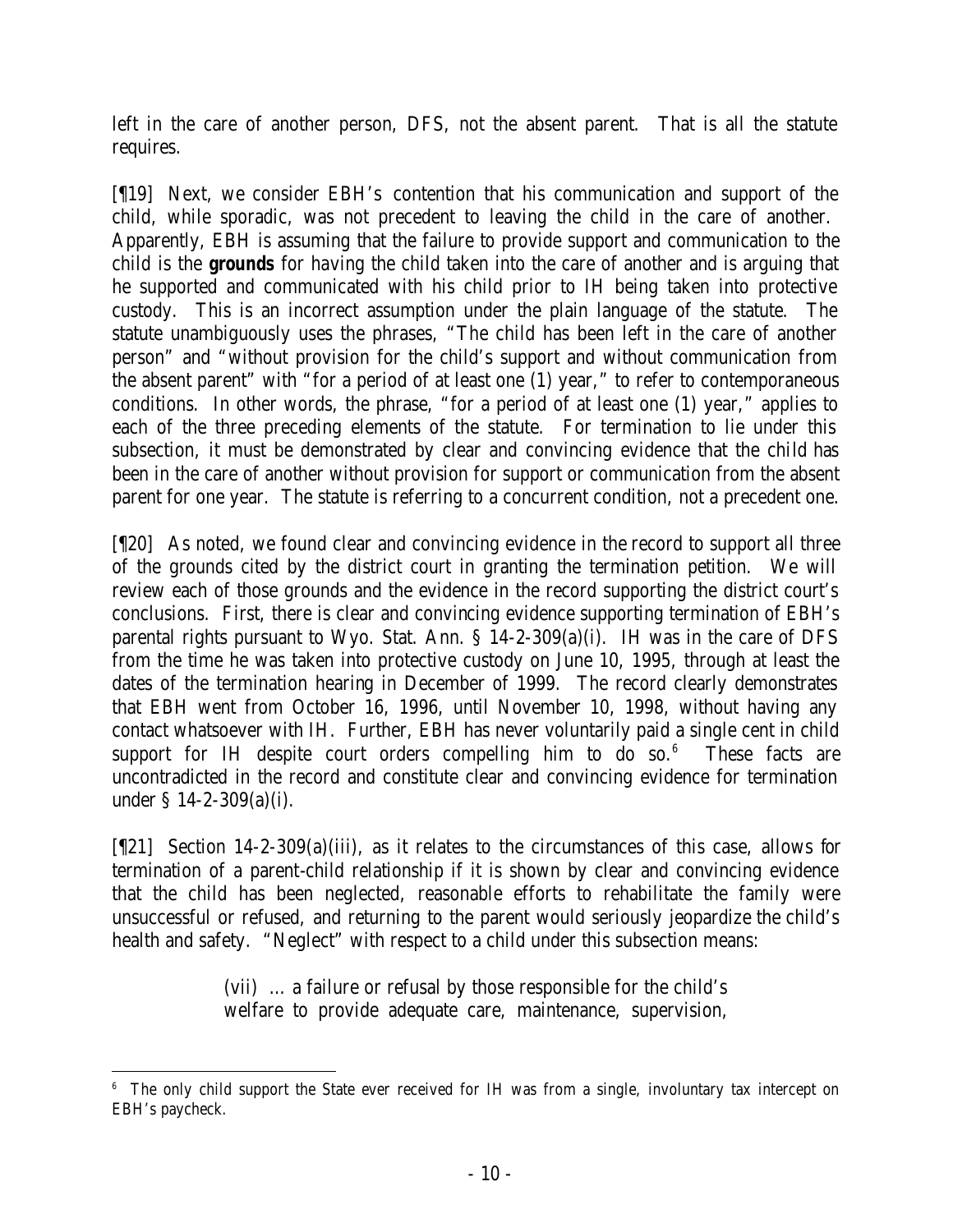left in the care of another person, DFS, not the absent parent. That is all the statute requires.

[¶19] Next, we consider EBH's contention that his communication and support of the child, while sporadic, was not precedent to leaving the child in the care of another. Apparently, EBH is assuming that the failure to provide support and communication to the child is the **grounds** for having the child taken into the care of another and is arguing that he supported and communicated with his child prior to IH being taken into protective custody. This is an incorrect assumption under the plain language of the statute. The statute unambiguously uses the phrases, "The child has been left in the care of another person" and "without provision for the child's support and without communication from the absent parent" with "for a period of at least one (1) year," to refer to contemporaneous conditions. In other words, the phrase, "for a period of at least one (1) year," applies to each of the three preceding elements of the statute. For termination to lie under this subsection, it must be demonstrated by clear and convincing evidence that the child has been in the care of another without provision for support or communication from the absent parent for one year. The statute is referring to a concurrent condition, not a precedent one.

[¶20] As noted, we found clear and convincing evidence in the record to support all three of the grounds cited by the district court in granting the termination petition. We will review each of those grounds and the evidence in the record supporting the district court's conclusions. First, there is clear and convincing evidence supporting termination of EBH's parental rights pursuant to Wyo. Stat. Ann. § 14-2-309(a)(i). IH was in the care of DFS from the time he was taken into protective custody on June 10, 1995, through at least the dates of the termination hearing in December of 1999. The record clearly demonstrates that EBH went from October 16, 1996, until November 10, 1998, without having any contact whatsoever with IH. Further, EBH has never voluntarily paid a single cent in child support for IH despite court orders compelling him to do so.[6] These facts are uncontradicted in the record and constitute clear and convincing evidence for termination under § 14-2-309(a)(i).

[¶21] Section 14-2-309(a)(iii), as it relates to the circumstances of this case, allows for termination of a parent-child relationship if it is shown by clear and convincing evidence that the child has been neglected, reasonable efforts to rehabilitate the family were unsuccessful or refused, and returning to the parent would seriously jeopardize the child's health and safety. "Neglect" with respect to a child under this subsection means:

> (vii) … a failure or refusal by those responsible for the child's welfare to provide adequate care, maintenance, supervision,

---

[6] The only child support the State ever received for IH was from a single, involuntary tax intercept on EBH's paycheck.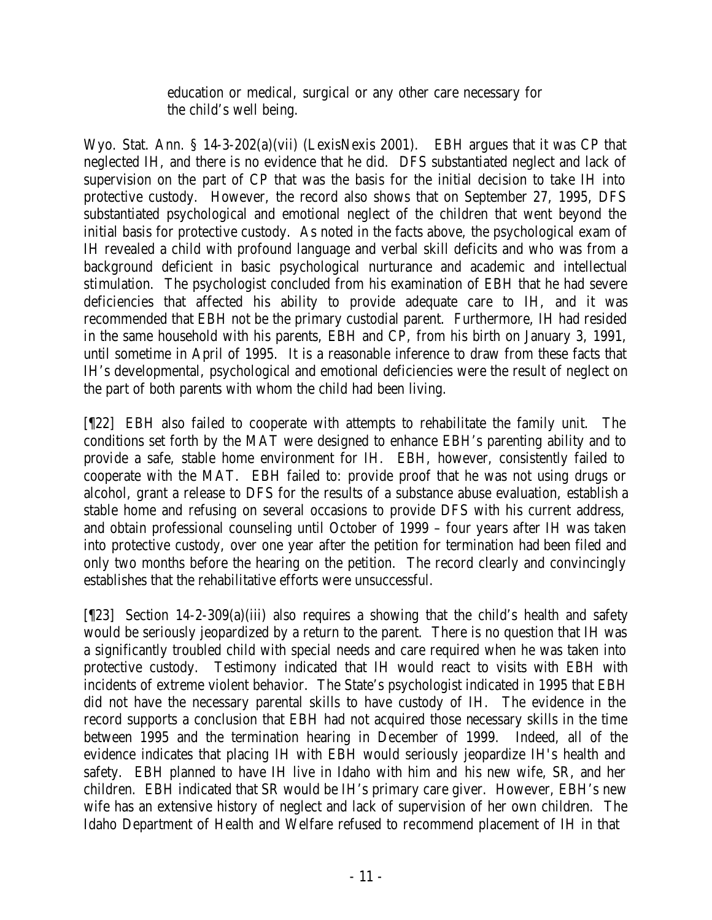education or medical, surgical or any other care necessary for the child's well being.

Wyo. Stat. Ann. § 14-3-202(a)(vii) (LexisNexis 2001). EBH argues that it was CP that neglected IH, and there is no evidence that he did. DFS substantiated neglect and lack of supervision on the part of CP that was the basis for the initial decision to take IH into protective custody. However, the record also shows that on September 27, 1995, DFS substantiated psychological and emotional neglect of the children that went beyond the initial basis for protective custody. As noted in the facts above, the psychological exam of IH revealed a child with profound language and verbal skill deficits and who was from a background deficient in basic psychological nurturance and academic and intellectual stimulation. The psychologist concluded from his examination of EBH that he had severe deficiencies that affected his ability to provide adequate care to IH, and it was recommended that EBH not be the primary custodial parent. Furthermore, IH had resided in the same household with his parents, EBH and CP, from his birth on January 3, 1991, until sometime in April of 1995. It is a reasonable inference to draw from these facts that IH's developmental, psychological and emotional deficiencies were the result of neglect on the part of both parents with whom the child had been living.

[¶22] EBH also failed to cooperate with attempts to rehabilitate the family unit. The conditions set forth by the MAT were designed to enhance EBH's parenting ability and to provide a safe, stable home environment for IH. EBH, however, consistently failed to cooperate with the MAT. EBH failed to: provide proof that he was not using drugs or alcohol, grant a release to DFS for the results of a substance abuse evaluation, establish a stable home and refusing on several occasions to provide DFS with his current address, and obtain professional counseling until October of 1999 – four years after IH was taken into protective custody, over one year after the petition for termination had been filed and only two months before the hearing on the petition. The record clearly and convincingly establishes that the rehabilitative efforts were unsuccessful.

[¶23] Section 14-2-309(a)(iii) also requires a showing that the child's health and safety would be seriously jeopardized by a return to the parent. There is no question that IH was a significantly troubled child with special needs and care required when he was taken into protective custody. Testimony indicated that IH would react to visits with EBH with incidents of extreme violent behavior. The State's psychologist indicated in 1995 that EBH did not have the necessary parental skills to have custody of IH. The evidence in the record supports a conclusion that EBH had not acquired those necessary skills in the time between 1995 and the termination hearing in December of 1999. Indeed, all of the evidence indicates that placing IH with EBH would seriously jeopardize IH's health and safety. EBH planned to have IH live in Idaho with him and his new wife, SR, and her children. EBH indicated that SR would be IH's primary care giver. However, EBH's new wife has an extensive history of neglect and lack of supervision of her own children. The Idaho Department of Health and Welfare refused to recommend placement of IH in that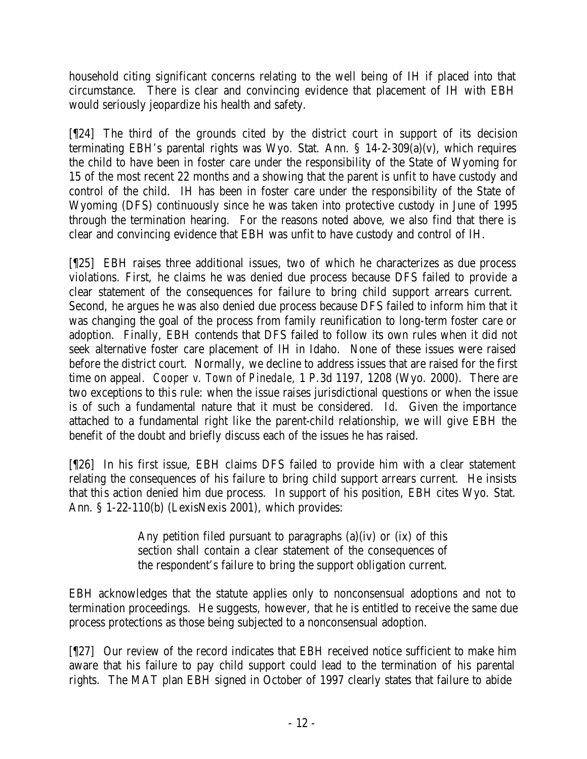household citing significant concerns relating to the well being of IH if placed into that circumstance. There is clear and convincing evidence that placement of IH with EBH would seriously jeopardize his health and safety.

[¶24] The third of the grounds cited by the district court in support of its decision terminating EBH's parental rights was Wyo. Stat. Ann. § 14-2-309(a)(v), which requires the child to have been in foster care under the responsibility of the State of Wyoming for 15 of the most recent 22 months and a showing that the parent is unfit to have custody and control of the child. IH has been in foster care under the responsibility of the State of Wyoming (DFS) continuously since he was taken into protective custody in June of 1995 through the termination hearing. For the reasons noted above, we also find that there is clear and convincing evidence that EBH was unfit to have custody and control of IH.

[¶25] EBH raises three additional issues, two of which he characterizes as due process violations. First, he claims he was denied due process because DFS failed to provide a clear statement of the consequences for failure to bring child support arrears current. Second, he argues he was also denied due process because DFS failed to inform him that it was changing the goal of the process from family reunification to long-term foster care or adoption. Finally, EBH contends that DFS failed to follow its own rules when it did not seek alternative foster care placement of IH in Idaho. None of these issues were raised before the district court. Normally, we decline to address issues that are raised for the first time on appeal. *Cooper v. Town of Pinedale*, 1 P.3d 1197, 1208 (Wyo. 2000). There are two exceptions to this rule: when the issue raises jurisdictional questions or when the issue is of such a fundamental nature that it must be considered. *Id.* Given the importance attached to a fundamental right like the parent-child relationship, we will give EBH the benefit of the doubt and briefly discuss each of the issues he has raised.

[¶26] In his first issue, EBH claims DFS failed to provide him with a clear statement relating the consequences of his failure to bring child support arrears current. He insists that this action denied him due process. In support of his position, EBH cites Wyo. Stat. Ann. § 1-22-110(b) (LexisNexis 2001), which provides:

> Any petition filed pursuant to paragraphs (a)(iv) or (ix) of this section shall contain a clear statement of the consequences of the respondent's failure to bring the support obligation current.

EBH acknowledges that the statute applies only to nonconsensual adoptions and not to termination proceedings. He suggests, however, that he is entitled to receive the same due process protections as those being subjected to a nonconsensual adoption.

[¶27] Our review of the record indicates that EBH received notice sufficient to make him aware that his failure to pay child support could lead to the termination of his parental rights. The MAT plan EBH signed in October of 1997 clearly states that failure to abide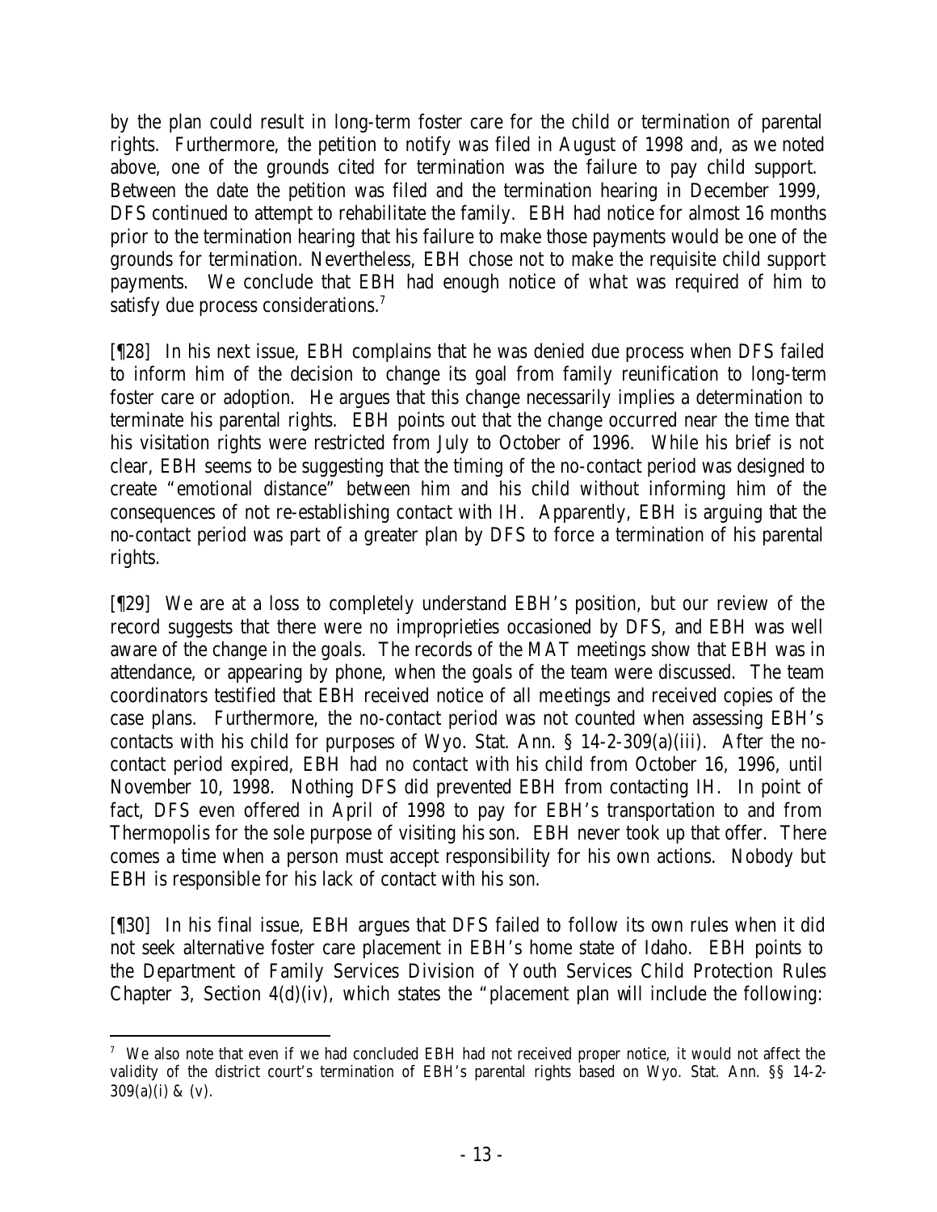by the plan could result in long-term foster care for the child or termination of parental rights. Furthermore, the petition to notify was filed in August of 1998 and, as we noted above, one of the grounds cited for termination was the failure to pay child support. Between the date the petition was filed and the termination hearing in December 1999, DFS continued to attempt to rehabilitate the family. EBH had notice for almost 16 months prior to the termination hearing that his failure to make those payments would be one of the grounds for termination. Nevertheless, EBH chose not to make the requisite child support payments. We conclude that EBH had enough notice of what was required of him to satisfy due process considerations.[7]

[¶28] In his next issue, EBH complains that he was denied due process when DFS failed to inform him of the decision to change its goal from family reunification to long-term foster care or adoption. He argues that this change necessarily implies a determination to terminate his parental rights. EBH points out that the change occurred near the time that his visitation rights were restricted from July to October of 1996. While his brief is not clear, EBH seems to be suggesting that the timing of the no-contact period was designed to create "emotional distance" between him and his child without informing him of the consequences of not re-establishing contact with IH. Apparently, EBH is arguing that the no-contact period was part of a greater plan by DFS to force a termination of his parental rights.

[¶29] We are at a loss to completely understand EBH's position, but our review of the record suggests that there were no improprieties occasioned by DFS, and EBH was well aware of the change in the goals. The records of the MAT meetings show that EBH was in attendance, or appearing by phone, when the goals of the team were discussed. The team coordinators testified that EBH received notice of all meetings and received copies of the case plans. Furthermore, the no-contact period was not counted when assessing EBH's contacts with his child for purposes of Wyo. Stat. Ann. § 14-2-309(a)(iii). After the no-contact period expired, EBH had no contact with his child from October 16, 1996, until November 10, 1998. Nothing DFS did prevented EBH from contacting IH. In point of fact, DFS even offered in April of 1998 to pay for EBH's transportation to and from Thermopolis for the sole purpose of visiting his son. EBH never took up that offer. There comes a time when a person must accept responsibility for his own actions. Nobody but EBH is responsible for his lack of contact with his son.

[¶30] In his final issue, EBH argues that DFS failed to follow its own rules when it did not seek alternative foster care placement in EBH's home state of Idaho. EBH points to the Department of Family Services Division of Youth Services Child Protection Rules Chapter 3, Section 4(d)(iv), which states the "placement plan will include the following:

---

[7] We also note that even if we had concluded EBH had not received proper notice, it would not affect the validity of the district court's termination of EBH's parental rights based on Wyo. Stat. Ann. §§ 14-2-309(a)(i) & (v).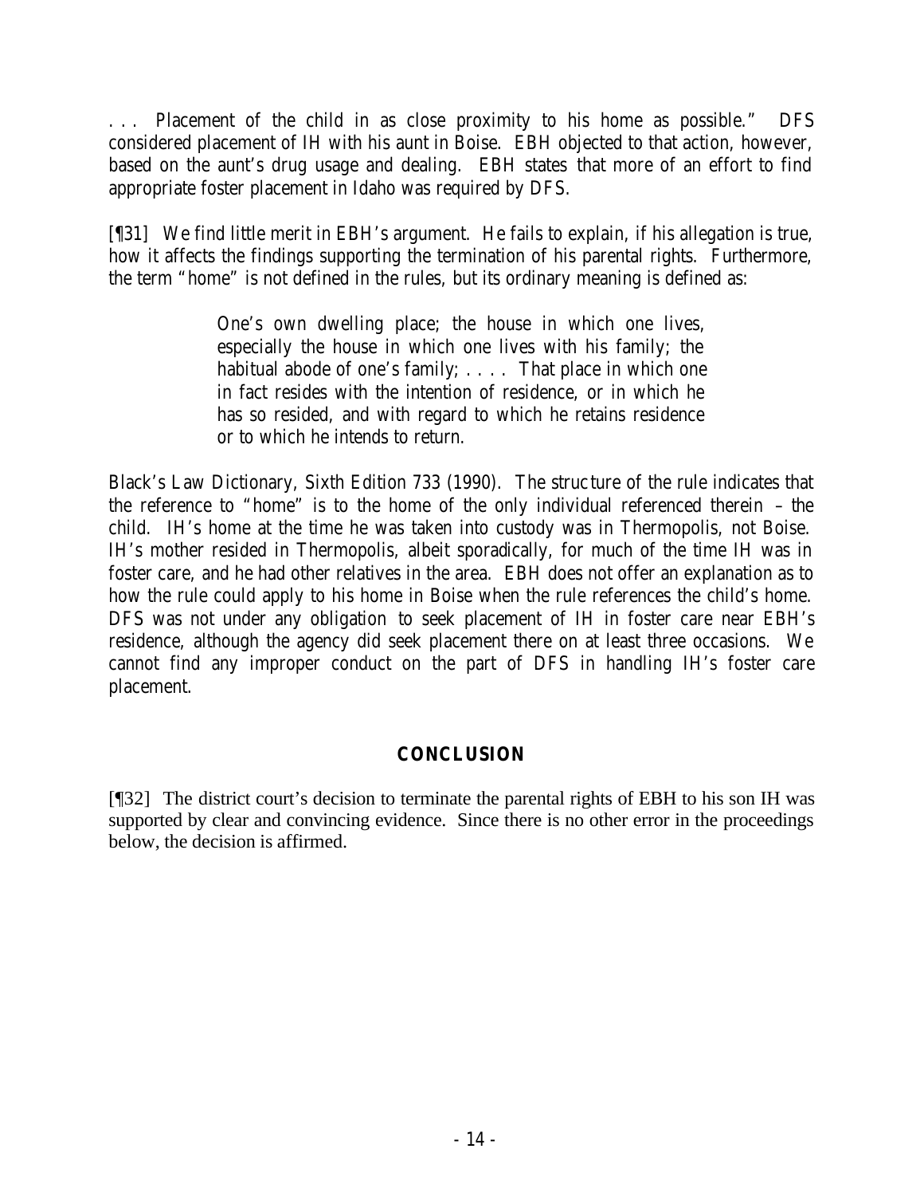. . . Placement of the child in as close proximity to his home as possible." DFS considered placement of IH with his aunt in Boise. EBH objected to that action, however, based on the aunt's drug usage and dealing. EBH states that more of an effort to find appropriate foster placement in Idaho was required by DFS.

[¶31] We find little merit in EBH's argument. He fails to explain, if his allegation is true, how it affects the findings supporting the termination of his parental rights. Furthermore, the term "home" is not defined in the rules, but its ordinary meaning is defined as:

> One's own dwelling place; the house in which one lives, especially the house in which one lives with his family; the habitual abode of one's family; . . . . That place in which one in fact resides with the intention of residence, or in which he has so resided, and with regard to which he retains residence or to which he intends to return.

Black's Law Dictionary, Sixth Edition 733 (1990). The structure of the rule indicates that the reference to "home" is to the home of the only individual referenced therein – the child. IH's home at the time he was taken into custody was in Thermopolis, not Boise. IH's mother resided in Thermopolis, albeit sporadically, for much of the time IH was in foster care, and he had other relatives in the area. EBH does not offer an explanation as to how the rule could apply to his home in Boise when the rule references the child's home. DFS was not under any obligation to seek placement of IH in foster care near EBH's residence, although the agency did seek placement there on at least three occasions. We cannot find any improper conduct on the part of DFS in handling IH's foster care placement.

## CONCLUSION

[¶32] The district court's decision to terminate the parental rights of EBH to his son IH was supported by clear and convincing evidence. Since there is no other error in the proceedings below, the decision is affirmed.